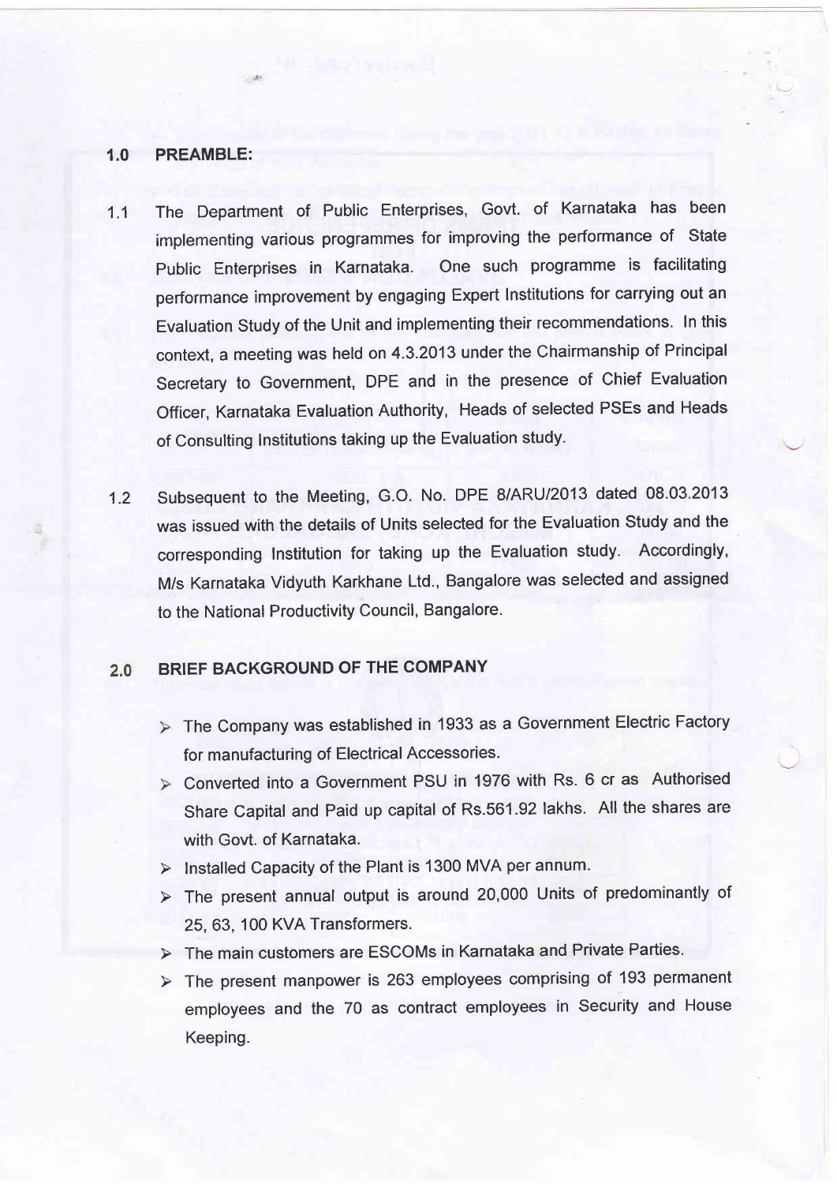## 1.0 PREAMBLE:

1.1 The Department of Public Enterprises, Govt. of Karnataka has been implementing various programmes for improving the performance of State Public Enterprises in Karnataka. One such programme is facilitating performance improvement by engaging Expert Institutions for carrying out an Evaluation Study of the Unit and implementing their recommendations. In this context, a meeting was held on 4.3.2013 under the Chairmanship of Principal Secretary to Government, DPE and in the presence of Chief Evaluation Officer, Karnataka Evaluation Authority, Heads of selected PSEs and Heads of Consulting Institutions taking up the Evaluation study.

1.2 Subsequent to the Meeting, G.O. No. DPE 8/ARU/2013 dated 08.03.2013 was issued with the details of Units selected for the Evaluation Study and the corresponding Institution for taking up the Evaluation study. Accordingly, M/s Karnataka Vidyuth Karkhane Ltd., Bangalore was selected and assigned to the National Productivity Council, Bangalore.

## 2.0 BRIEF BACKGROUND OF THE COMPANY

- The Company was established in 1933 as a Government Electric Factory for manufacturing of Electrical Accessories.
- Converted into a Government PSU in 1976 with Rs. 6 cr as Authorised Share Capital and Paid up capital of Rs.561.92 lakhs. All the shares are with Govt. of Karnataka.
- Installed Capacity of the Plant is 1300 MVA per annum.
- The present annual output is around 20,000 Units of predominantly of 25, 63, 100 KVA Transformers.
- The main customers are ESCOMs in Karnataka and Private Parties.
- The present manpower is 263 employees comprising of 193 permanent employees and the 70 as contract employees in Security and House Keeping.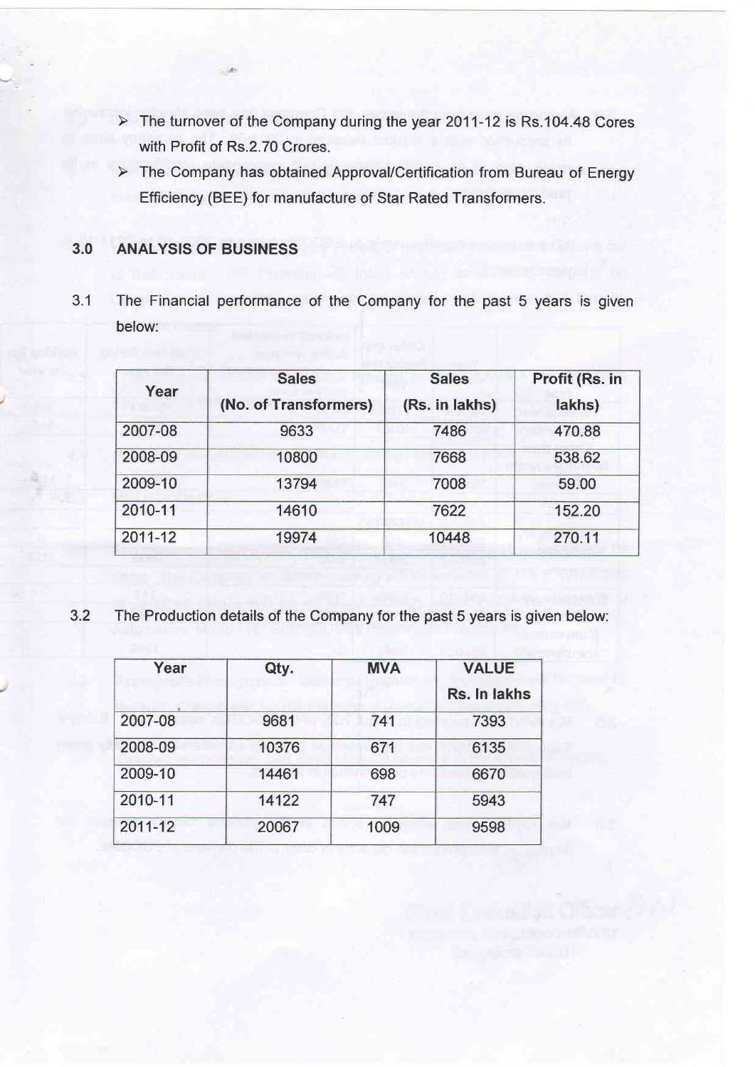- The turnover of the Company during the year 2011-12 is Rs.104.48 Cores with Profit of Rs.2.70 Crores.
- The Company has obtained Approval/Certification from Bureau of Energy Efficiency (BEE) for manufacture of Star Rated Transformers.

## 3.0 ANALYSIS OF BUSINESS

3.1 The Financial performance of the Company for the past 5 years is given below:

| Year | Sales (No. of Transformers) | Sales (Rs. in lakhs) | Profit (Rs. in lakhs) |
|---|---|---|---|
| 2007-08 | 9633 | 7486 | 470.88 |
| 2008-09 | 10800 | 7668 | 538.62 |
| 2009-10 | 13794 | 7008 | 59.00 |
| 2010-11 | 14610 | 7622 | 152.20 |
| 2011-12 | 19974 | 10448 | 270.11 |

3.2 The Production details of the Company for the past 5 years is given below:

| Year | Qty. | MVA | VALUE Rs. In lakhs |
|---|---|---|---|
| 2007-08 | 9681 | 741 | 7393 |
| 2008-09 | 10376 | 671 | 6135 |
| 2009-10 | 14461 | 698 | 6670 |
| 2010-11 | 14122 | 747 | 5943 |
| 2011-12 | 20067 | 1009 | 9598 |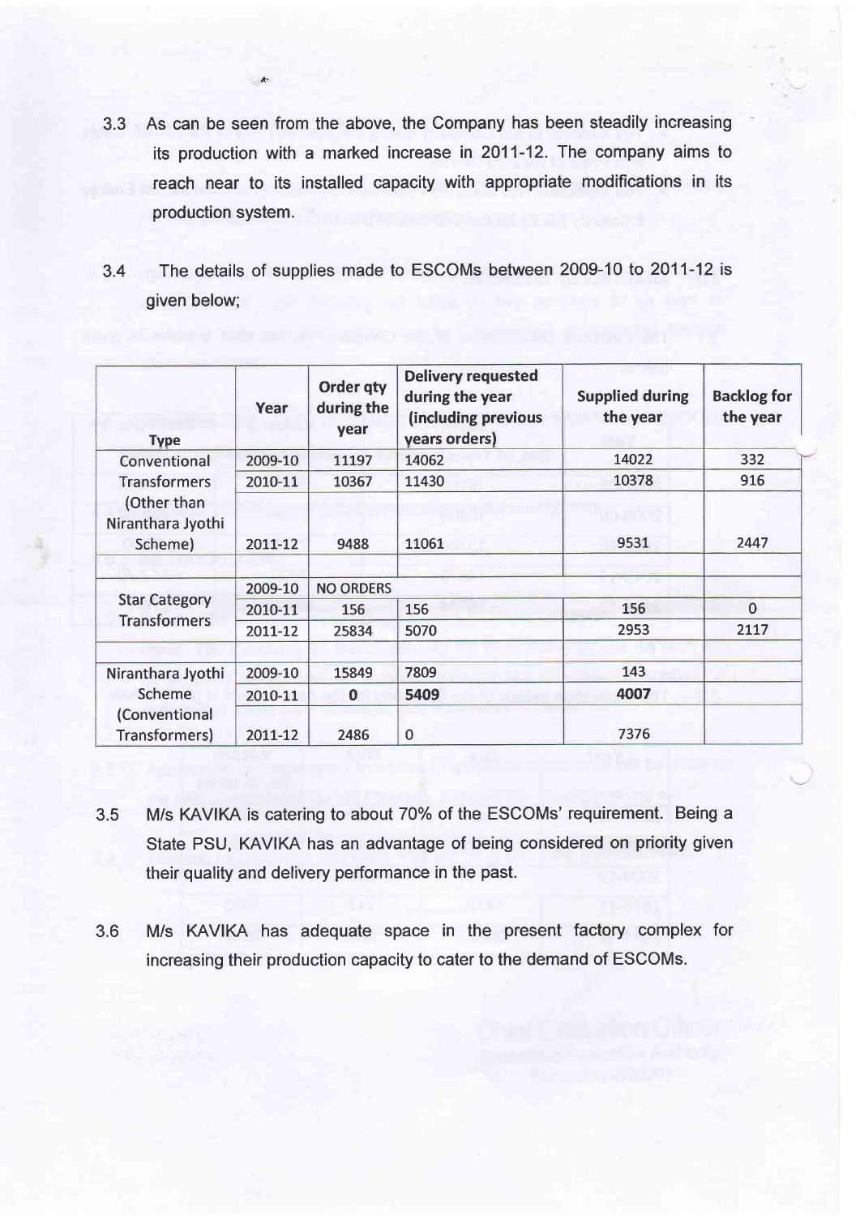3.3 As can be seen from the above, the Company has been steadily increasing its production with a marked increase in 2011-12. The company aims to reach near to its installed capacity with appropriate modifications in its production system.

3.4 The details of supplies made to ESCOMs between 2009-10 to 2011-12 is given below;

| Type | Year | Order qty during the year | Delivery requested during the year (including previous years orders) | Supplied during the year | Backlog for the year |
|---|---|---|---|---|---|
| Conventional Transformers (Other than Niranthara Jyothi Scheme) | 2009-10 | 11197 | 14062 | 14022 | 332 |
| | 2010-11 | 10367 | 11430 | 10378 | 916 |
| | 2011-12 | 9488 | 11061 | 9531 | 2447 |
| Star Category Transformers | 2009-10 | NO ORDERS | | | |
| | 2010-11 | 156 | 156 | 156 | 0 |
| | 2011-12 | 25834 | 5070 | 2953 | 2117 |
| Niranthara Jyothi Scheme (Conventional Transformers) | 2009-10 | 15849 | 7809 | 143 | |
| | 2010-11 | **0** | **5409** | **4007** | |
| | 2011-12 | 2486 | 0 | 7376 | |

3.5 M/s KAVIKA is catering to about 70% of the ESCOMs' requirement. Being a State PSU, KAVIKA has an advantage of being considered on priority given their quality and delivery performance in the past.

3.6 M/s KAVIKA has adequate space in the present factory complex for increasing their production capacity to cater to the demand of ESCOMs.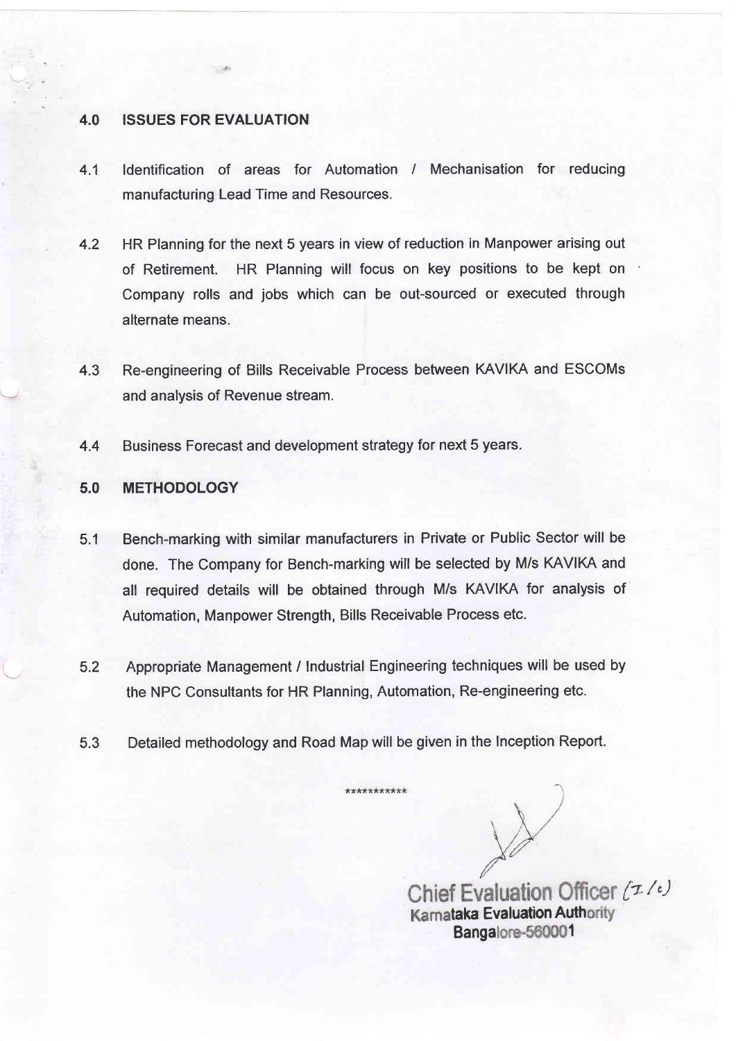## 4.0 ISSUES FOR EVALUATION

4.1 Identification of areas for Automation / Mechanisation for reducing manufacturing Lead Time and Resources.

4.2 HR Planning for the next 5 years in view of reduction in Manpower arising out of Retirement. HR Planning will focus on key positions to be kept on Company rolls and jobs which can be out-sourced or executed through alternate means.

4.3 Re-engineering of Bills Receivable Process between KAVIKA and ESCOMs and analysis of Revenue stream.

4.4 Business Forecast and development strategy for next 5 years.

## 5.0 METHODOLOGY

5.1 Bench-marking with similar manufacturers in Private or Public Sector will be done. The Company for Bench-marking will be selected by M/s KAVIKA and all required details will be obtained through M/s KAVIKA for analysis of Automation, Manpower Strength, Bills Receivable Process etc.

5.2 Appropriate Management / Industrial Engineering techniques will be used by the NPC Consultants for HR Planning, Automation, Re-engineering etc.

5.3 Detailed methodology and Road Map will be given in the Inception Report.

***********

Chief Evaluation Officer (I/c)
**Karnataka Evaluation Authority**
**Bangalore-560001**